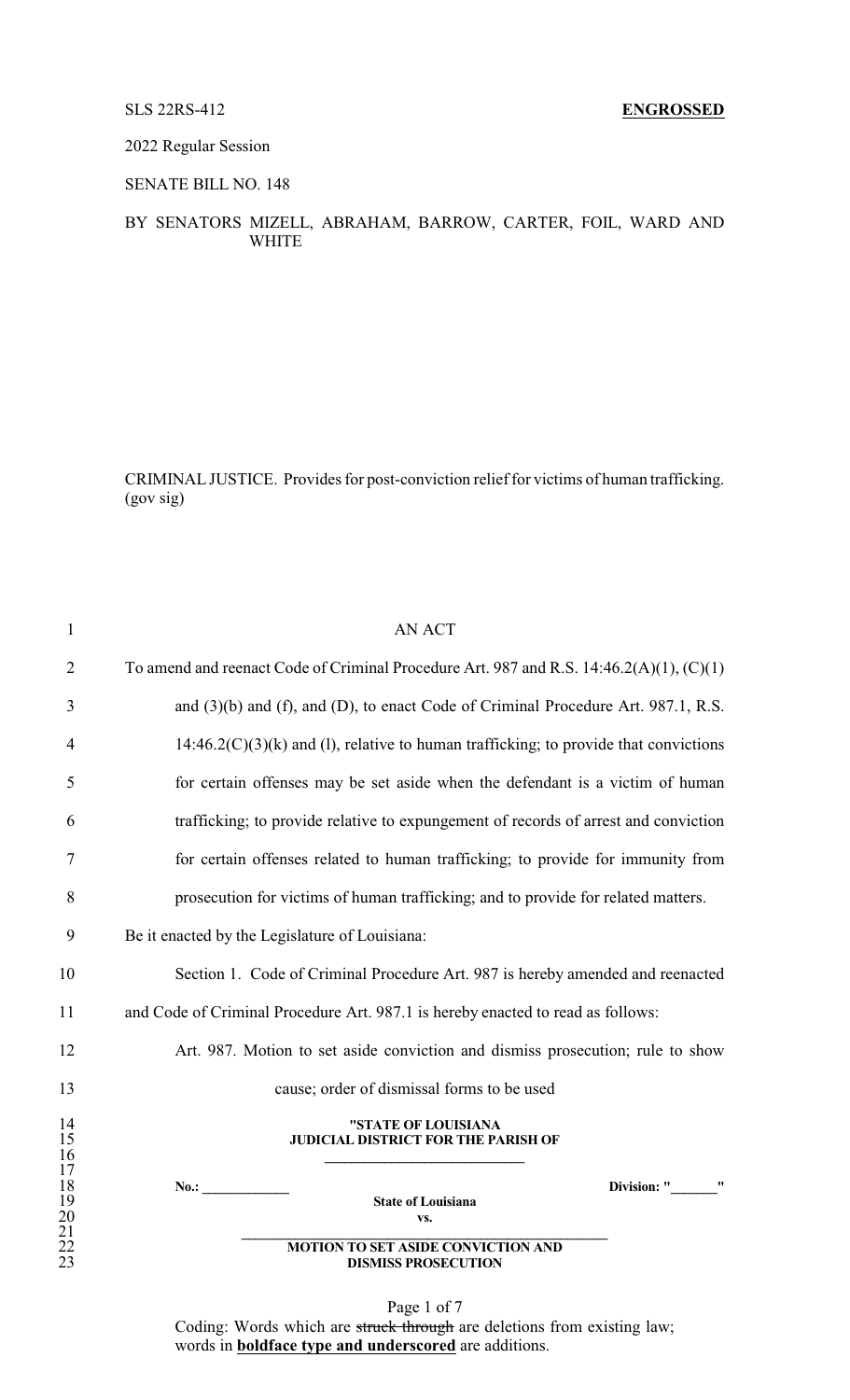SLS 22RS-412 **ENGROSSED**

2022 Regular Session

SENATE BILL NO. 148

BY SENATORS MIZELL, ABRAHAM, BARROW, CARTER, FOIL, WARD AND WHITE

CRIMINAL JUSTICE. Provides for post-conviction relief for victims of human trafficking. (gov sig)

AN ACT

To amend and reenact Code of Criminal Procedure Art. 987 and R.S. 14:46.2(A)(1), (C)(1) and (3)(b) and (f), and (D), to enact Code of Criminal Procedure Art. 987.1, R.S. 14:46.2(C)(3)(k) and (l), relative to human trafficking; to provide that convictions for certain offenses may be set aside when the defendant is a victim of human trafficking; to provide relative to expungement of records of arrest and conviction for certain offenses related to human trafficking; to provide for immunity from prosecution for victims of human trafficking; and to provide for related matters.

Be it enacted by the Legislature of Louisiana:

Section 1. Code of Criminal Procedure Art. 987 is hereby amended and reenacted and Code of Criminal Procedure Art. 987.1 is hereby enacted to read as follows:

Art. 987. Motion to set aside conviction and dismiss prosecution; rule to show cause; order of dismissal forms to be used

**"STATE OF LOUISIANA**
**JUDICIAL DISTRICT FOR THE PARISH OF**
**\_\_\_\_\_\_\_\_\_\_\_\_\_\_\_\_\_\_\_\_\_\_\_\_\_\_\_\_**

**No.: \_\_\_\_\_\_\_\_\_\_\_\_\_** **Division: "\_\_\_\_\_\_\_"**

**State of Louisiana**
**vs.**
**\_\_\_\_\_\_\_\_\_\_\_\_\_\_\_\_\_\_\_\_\_\_\_\_\_\_\_\_\_\_\_\_\_\_\_\_\_\_\_\_\_\_\_\_\_\_\_\_\_\_**

**MOTION TO SET ASIDE CONVICTION AND DISMISS PROSECUTION**

Coding: Words which are ~~struck through~~ are deletions from existing law; words in **boldface type and underscored** are additions.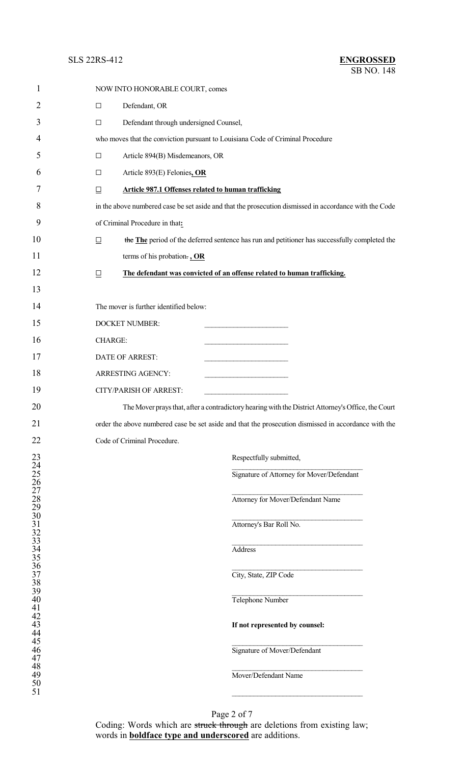NOW INTO HONORABLE COURT, comes

☐ Defendant, OR

☐ Defendant through undersigned Counsel,

who moves that the conviction pursuant to Louisiana Code of Criminal Procedure

☐ Article 894(B) Misdemeanors, OR

☐ Article 893(E) Felonies**, OR**

☐ **Article 987.1 Offenses related to human trafficking**

in the above numbered case be set aside and that the prosecution dismissed in accordance with the Code of Criminal Procedure in that**:**

☐ ~~the~~ **The** period of the deferred sentence has run and petitioner has successfully completed the terms of his probation~~.~~ **, OR**

☐ **The defendant was convicted of an offense related to human trafficking.**

The mover is further identified below:

DOCKET NUMBER: ______________________

CHARGE: ______________________

DATE OF ARREST: ______________________

ARRESTING AGENCY: ______________________

CITY/PARISH OF ARREST: ______________________

The Mover prays that, after a contradictory hearing with the District Attorney's Office, the Court order the above numbered case be set aside and that the prosecution dismissed in accordance with the Code of Criminal Procedure.

Respectfully submitted,

___________________________________
Signature of Attorney for Mover/Defendant

___________________________________
Attorney for Mover/Defendant Name

___________________________________
Attorney's Bar Roll No.

___________________________________
Address

___________________________________
City, State, ZIP Code

___________________________________
Telephone Number

**If not represented by counsel:**

___________________________________
Signature of Mover/Defendant

___________________________________
Mover/Defendant Name

___________________________________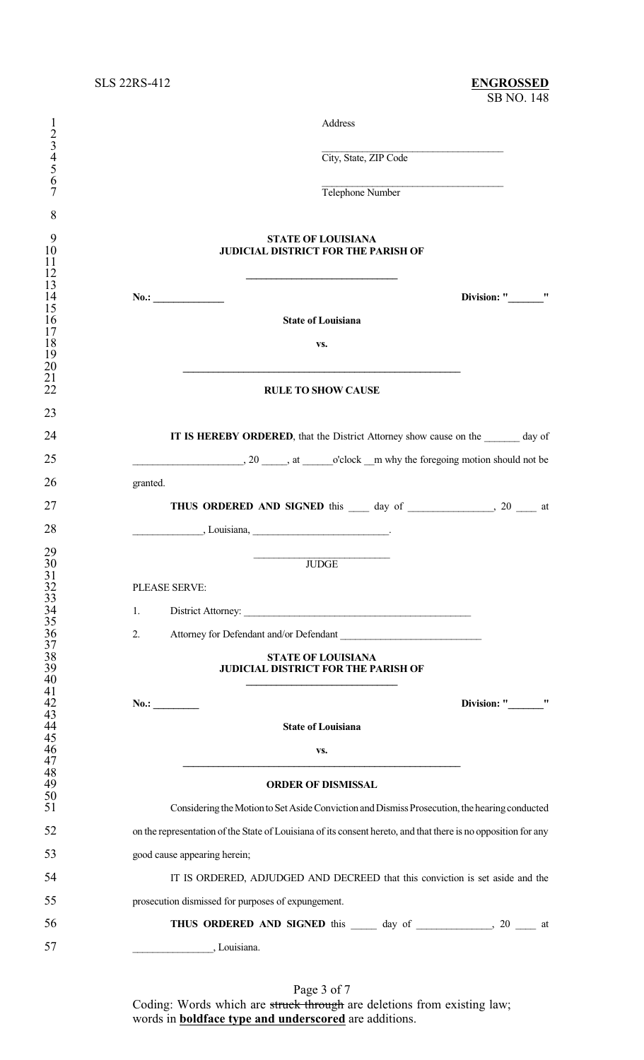Address

\_\_\_\_\_\_\_\_\_\_\_\_\_\_\_\_\_\_\_\_\_\_\_\_\_\_\_\_\_\_\_\_\_\_

City, State, ZIP Code

\_\_\_\_\_\_\_\_\_\_\_\_\_\_\_\_\_\_\_\_\_\_\_\_\_\_\_\_\_\_\_\_\_\_

Telephone Number

**STATE OF LOUISIANA**
**JUDICIAL DISTRICT FOR THE PARISH OF**

**\_\_\_\_\_\_\_\_\_\_\_\_\_\_\_\_\_\_\_\_\_\_\_\_\_\_\_\_**

**No.: \_\_\_\_\_\_\_\_\_\_\_\_\_** **Division: "\_\_\_\_\_\_\_"**

**State of Louisiana**

**vs.**

**\_\_\_\_\_\_\_\_\_\_\_\_\_\_\_\_\_\_\_\_\_\_\_\_\_\_\_\_\_\_\_\_\_\_\_\_\_\_\_\_\_\_\_\_\_\_\_\_\_\_\_\_**

**RULE TO SHOW CAUSE**

**IT IS HEREBY ORDERED**, that the District Attorney show cause on the \_\_\_\_\_\_\_ day of \_\_\_\_\_\_\_\_\_\_\_\_\_\_\_\_\_\_\_\_\_, 20 \_\_\_\_\_, at \_\_\_\_\_\_o'clock \_\_m why the foregoing motion should not be granted.

**THUS ORDERED AND SIGNED** this \_\_\_\_ day of \_\_\_\_\_\_\_\_\_\_\_\_\_\_\_\_, 20 \_\_\_\_ at \_\_\_\_\_\_\_\_\_\_\_\_\_, Louisiana, \_\_\_\_\_\_\_\_\_\_\_\_\_\_\_\_\_\_\_\_\_\_\_\_\_\_.

\_\_\_\_\_\_\_\_\_\_\_\_\_\_\_\_\_\_\_\_\_\_\_\_\_\_

JUDGE

PLEASE SERVE:

1. District Attorney: \_\_\_\_\_\_\_\_\_\_\_\_\_\_\_\_\_\_\_\_\_\_\_\_\_\_\_\_\_\_\_\_\_\_\_\_\_\_\_\_\_\_\_\_\_
2. Attorney for Defendant and/or Defendant \_\_\_\_\_\_\_\_\_\_\_\_\_\_\_\_\_\_\_\_\_\_\_\_\_\_\_

**STATE OF LOUISIANA**
**JUDICIAL DISTRICT FOR THE PARISH OF**

**\_\_\_\_\_\_\_\_\_\_\_\_\_\_\_\_\_\_\_\_\_\_\_\_\_\_\_\_**

**No.: \_\_\_\_\_\_\_\_\_** **Division: "\_\_\_\_\_\_\_"**

**State of Louisiana**

**vs.**

**\_\_\_\_\_\_\_\_\_\_\_\_\_\_\_\_\_\_\_\_\_\_\_\_\_\_\_\_\_\_\_\_\_\_\_\_\_\_\_\_\_\_\_\_\_\_\_\_\_\_\_\_**

**ORDER OF DISMISSAL**

Considering the Motion to Set Aside Conviction and Dismiss Prosecution, the hearing conducted on the representation of the State of Louisiana of its consent hereto, and that there is no opposition for any good cause appearing herein;

IT IS ORDERED, ADJUDGED AND DECREED that this conviction is set aside and the prosecution dismissed for purposes of expungement.

**THUS ORDERED AND SIGNED** this \_\_\_\_\_ day of \_\_\_\_\_\_\_\_\_\_\_\_\_\_, 20 \_\_\_\_ at \_\_\_\_\_\_\_\_\_\_\_\_\_\_\_, Louisiana.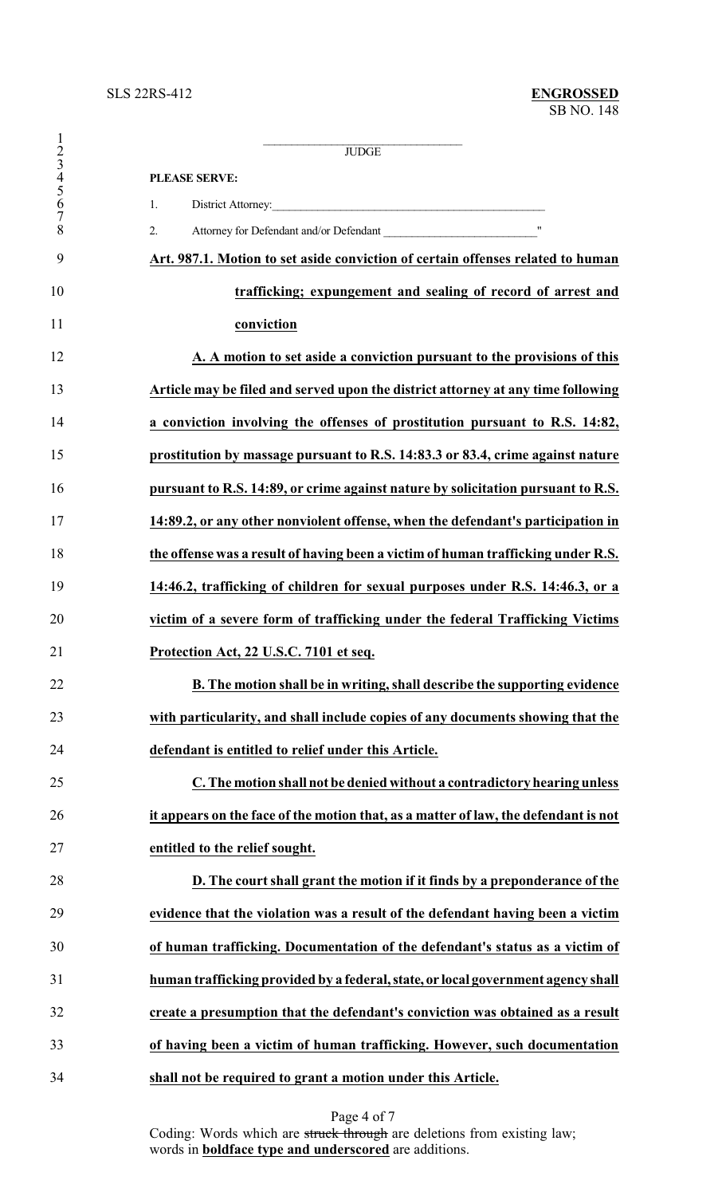\_\_\_\_\_\_\_\_\_\_\_\_\_\_\_\_\_\_\_\_\_\_\_\_\_\_\_\_\_\_\_\_

JUDGE

**PLEASE SERVE:**

1. District Attorney:\_\_\_\_\_\_\_\_\_\_\_\_\_\_\_\_\_\_\_\_\_\_\_\_\_\_\_\_\_\_\_\_\_\_\_\_\_\_\_\_\_\_\_\_\_\_\_\_

2. Attorney for Defendant and/or Defendant \_\_\_\_\_\_\_\_\_\_\_\_\_\_\_\_\_\_\_\_\_\_\_\_\_\_"

**Art. 987.1. Motion to set aside conviction of certain offenses related to human trafficking; expungement and sealing of record of arrest and conviction**

**A. A motion to set aside a conviction pursuant to the provisions of this Article may be filed and served upon the district attorney at any time following a conviction involving the offenses of prostitution pursuant to R.S. 14:82, prostitution by massage pursuant to R.S. 14:83.3 or 83.4, crime against nature pursuant to R.S. 14:89, or crime against nature by solicitation pursuant to R.S. 14:89.2, or any other nonviolent offense, when the defendant's participation in the offense was a result of having been a victim of human trafficking under R.S. 14:46.2, trafficking of children for sexual purposes under R.S. 14:46.3, or a victim of a severe form of trafficking under the federal Trafficking Victims Protection Act, 22 U.S.C. 7101 et seq.**

**B. The motion shall be in writing, shall describe the supporting evidence with particularity, and shall include copies of any documents showing that the defendant is entitled to relief under this Article.**

**C. The motion shall not be denied without a contradictory hearing unless it appears on the face of the motion that, as a matter of law, the defendant is not entitled to the relief sought.**

**D. The court shall grant the motion if it finds by a preponderance of the evidence that the violation was a result of the defendant having been a victim of human trafficking. Documentation of the defendant's status as a victim of human trafficking provided by a federal, state, or local government agency shall create a presumption that the defendant's conviction was obtained as a result of having been a victim of human trafficking. However, such documentation shall not be required to grant a motion under this Article.**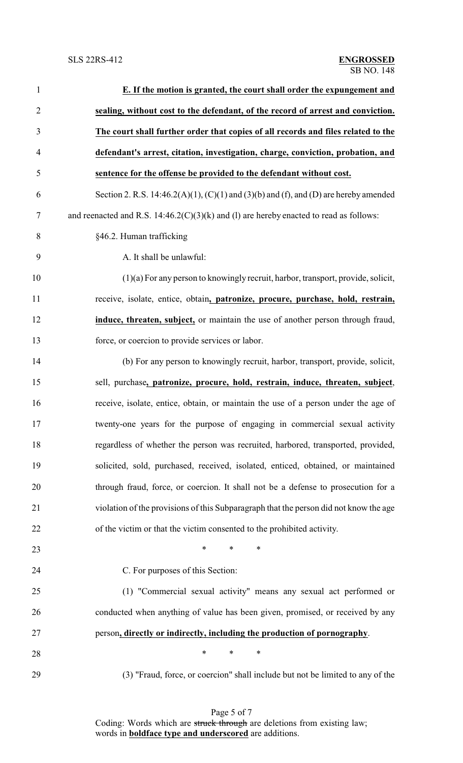**E. If the motion is granted, the court shall order the expungement and sealing, without cost to the defendant, of the record of arrest and conviction. The court shall further order that copies of all records and files related to the defendant's arrest, citation, investigation, charge, conviction, probation, and sentence for the offense be provided to the defendant without cost.**

Section 2. R.S. 14:46.2(A)(1), (C)(1) and (3)(b) and (f), and (D) are hereby amended and reenacted and R.S. 14:46.2(C)(3)(k) and (l) are hereby enacted to read as follows:

§46.2. Human trafficking

A. It shall be unlawful:

(1)(a) For any person to knowingly recruit, harbor, transport, provide, solicit, receive, isolate, entice, obtain**, patronize, procure, purchase, hold, restrain, induce, threaten, subject,** or maintain the use of another person through fraud, force, or coercion to provide services or labor.

(b) For any person to knowingly recruit, harbor, transport, provide, solicit, sell, purchase**, patronize, procure, hold, restrain, induce, threaten, subject**, receive, isolate, entice, obtain, or maintain the use of a person under the age of twenty-one years for the purpose of engaging in commercial sexual activity regardless of whether the person was recruited, harbored, transported, provided, solicited, sold, purchased, received, isolated, enticed, obtained, or maintained through fraud, force, or coercion. It shall not be a defense to prosecution for a violation of the provisions of this Subparagraph that the person did not know the age of the victim or that the victim consented to the prohibited activity.

\* \* \*

C. For purposes of this Section:

(1) "Commercial sexual activity" means any sexual act performed or conducted when anything of value has been given, promised, or received by any person**, directly or indirectly, including the production of pornography**.

\* \* \*

(3) "Fraud, force, or coercion" shall include but not be limited to any of the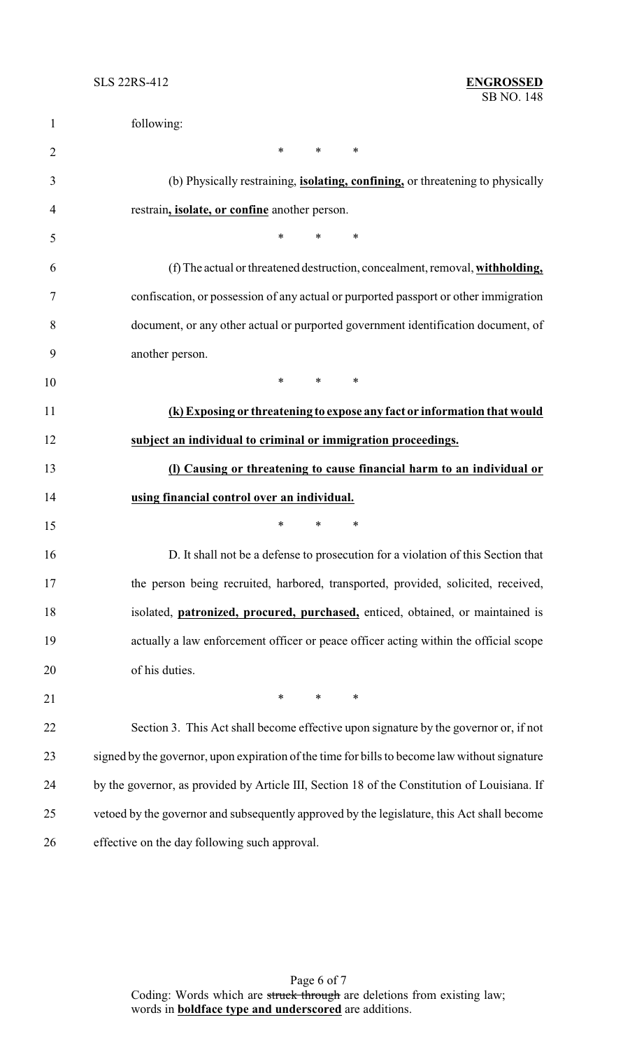following:

\* \* \*

(b) Physically restraining, **isolating, confining,** or threatening to physically restrain**, isolate, or confine** another person.

\* \* \*

(f) The actual or threatened destruction, concealment, removal, **withholding,** confiscation, or possession of any actual or purported passport or other immigration document, or any other actual or purported government identification document, of another person.

\* \* \*

**(k) Exposing or threatening to expose any fact or information that would subject an individual to criminal or immigration proceedings.**

**(l) Causing or threatening to cause financial harm to an individual or using financial control over an individual.**

\* \* \*

D. It shall not be a defense to prosecution for a violation of this Section that the person being recruited, harbored, transported, provided, solicited, received, isolated, **patronized, procured, purchased,** enticed, obtained, or maintained is actually a law enforcement officer or peace officer acting within the official scope of his duties.

\* \* \*

Section 3. This Act shall become effective upon signature by the governor or, if not signed by the governor, upon expiration of the time for bills to become law without signature by the governor, as provided by Article III, Section 18 of the Constitution of Louisiana. If vetoed by the governor and subsequently approved by the legislature, this Act shall become effective on the day following such approval.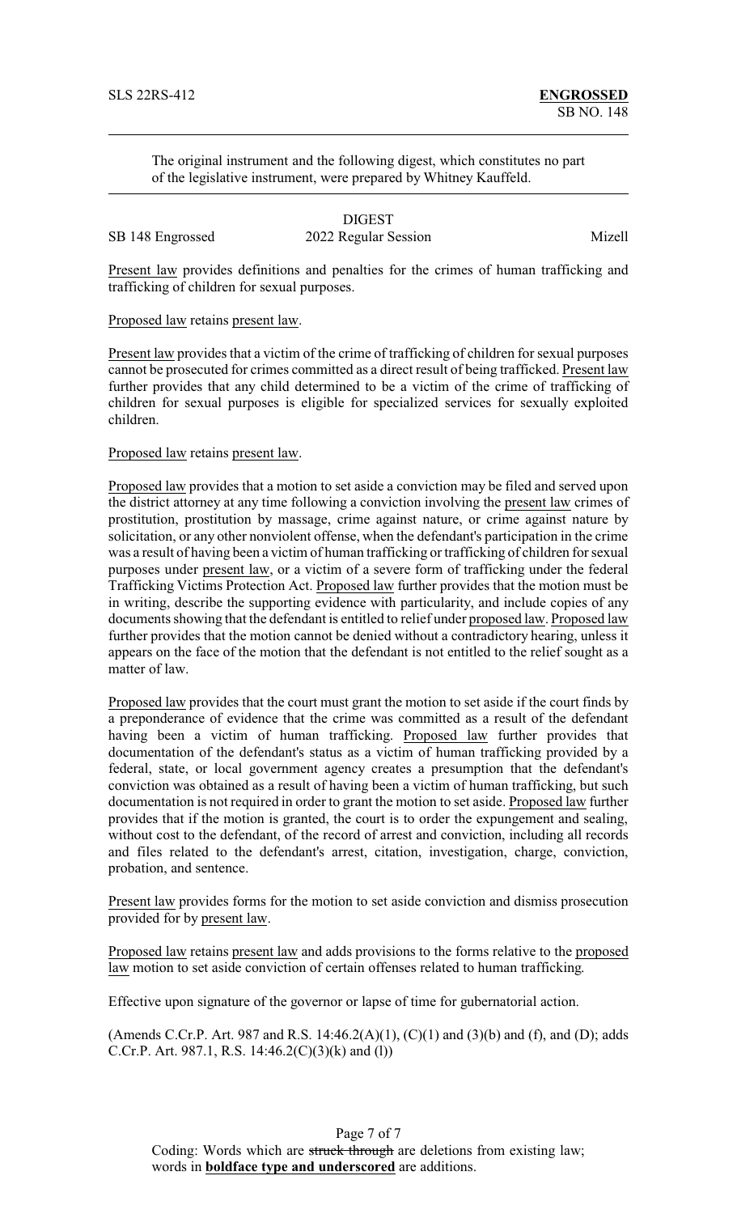SLS 22RS-412 **ENGROSSED**
SB NO. 148

The original instrument and the following digest, which constitutes no part of the legislative instrument, were prepared by Whitney Kauffeld.

DIGEST

SB 148 Engrossed 2022 Regular Session Mizell

Present law provides definitions and penalties for the crimes of human trafficking and trafficking of children for sexual purposes.

Proposed law retains present law.

Present law provides that a victim of the crime of trafficking of children for sexual purposes cannot be prosecuted for crimes committed as a direct result of being trafficked. Present law further provides that any child determined to be a victim of the crime of trafficking of children for sexual purposes is eligible for specialized services for sexually exploited children.

Proposed law retains present law.

Proposed law provides that a motion to set aside a conviction may be filed and served upon the district attorney at any time following a conviction involving the present law crimes of prostitution, prostitution by massage, crime against nature, or crime against nature by solicitation, or any other nonviolent offense, when the defendant's participation in the crime was a result of having been a victim of human trafficking or trafficking of children for sexual purposes under present law, or a victim of a severe form of trafficking under the federal Trafficking Victims Protection Act. Proposed law further provides that the motion must be in writing, describe the supporting evidence with particularity, and include copies of any documents showing that the defendant is entitled to relief under proposed law. Proposed law further provides that the motion cannot be denied without a contradictory hearing, unless it appears on the face of the motion that the defendant is not entitled to the relief sought as a matter of law.

Proposed law provides that the court must grant the motion to set aside if the court finds by a preponderance of evidence that the crime was committed as a result of the defendant having been a victim of human trafficking. Proposed law further provides that documentation of the defendant's status as a victim of human trafficking provided by a federal, state, or local government agency creates a presumption that the defendant's conviction was obtained as a result of having been a victim of human trafficking, but such documentation is not required in order to grant the motion to set aside. Proposed law further provides that if the motion is granted, the court is to order the expungement and sealing, without cost to the defendant, of the record of arrest and conviction, including all records and files related to the defendant's arrest, citation, investigation, charge, conviction, probation, and sentence.

Present law provides forms for the motion to set aside conviction and dismiss prosecution provided for by present law.

Proposed law retains present law and adds provisions to the forms relative to the proposed law motion to set aside conviction of certain offenses related to human trafficking.

Effective upon signature of the governor or lapse of time for gubernatorial action.

(Amends C.Cr.P. Art. 987 and R.S. 14:46.2(A)(1), (C)(1) and (3)(b) and (f), and (D); adds C.Cr.P. Art. 987.1, R.S. 14:46.2(C)(3)(k) and (l))

Coding: Words which are ~~struck through~~ are deletions from existing law; words in **boldface type and underscored** are additions.